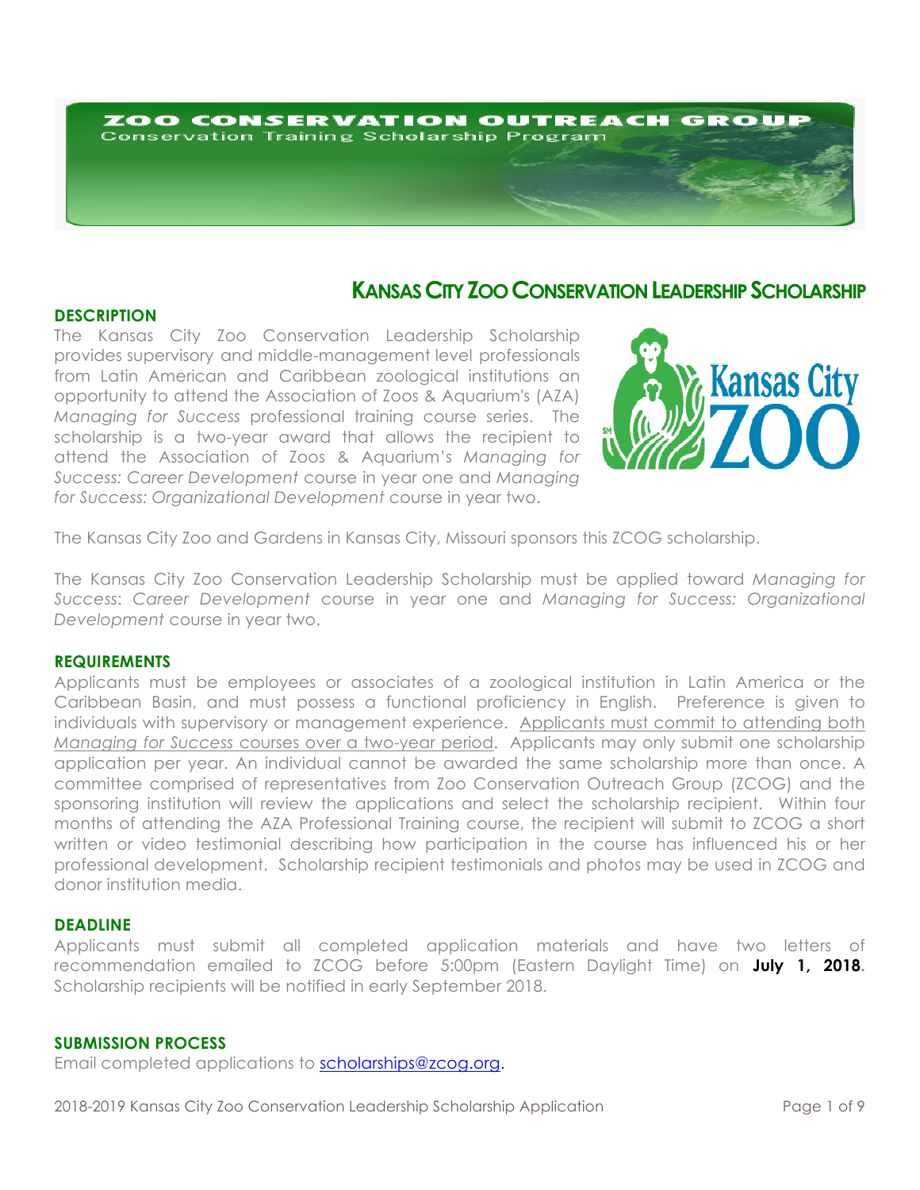ZOO CONSERVATION OUTREACH GROUP
Conservation Training Scholarship Program

# KANSAS CITY ZOO CONSERVATION LEADERSHIP SCHOLARSHIP

## DESCRIPTION

The Kansas City Zoo Conservation Leadership Scholarship provides supervisory and middle-management level professionals from Latin American and Caribbean zoological institutions an opportunity to attend the Association of Zoos & Aquarium's (AZA) *Managing for Success* professional training course series. The scholarship is a two-year award that allows the recipient to attend the Association of Zoos & Aquarium's *Managing for Success: Career Development* course in year one and *Managing for Success: Organizational Development* course in year two.

The Kansas City Zoo and Gardens in Kansas City, Missouri sponsors this ZCOG scholarship.

The Kansas City Zoo Conservation Leadership Scholarship must be applied toward *Managing for Success*: *Career Development* course in year one and *Managing for Success: Organizational Development* course in year two.

## REQUIREMENTS

Applicants must be employees or associates of a zoological institution in Latin America or the Caribbean Basin, and must possess a functional proficiency in English. Preference is given to individuals with supervisory or management experience. <u>Applicants must commit to attending both *Managing for Success* courses over a two-year period</u>. Applicants may only submit one scholarship application per year. An individual cannot be awarded the same scholarship more than once. A committee comprised of representatives from Zoo Conservation Outreach Group (ZCOG) and the sponsoring institution will review the applications and select the scholarship recipient. Within four months of attending the AZA Professional Training course, the recipient will submit to ZCOG a short written or video testimonial describing how participation in the course has influenced his or her professional development. Scholarship recipient testimonials and photos may be used in ZCOG and donor institution media.

## DEADLINE

Applicants must submit all completed application materials and have two letters of recommendation emailed to ZCOG before 5:00pm (Eastern Daylight Time) on **July 1, 2018**. Scholarship recipients will be notified in early September 2018.

## SUBMISSION PROCESS

Email completed applications to scholarships@zcog.org.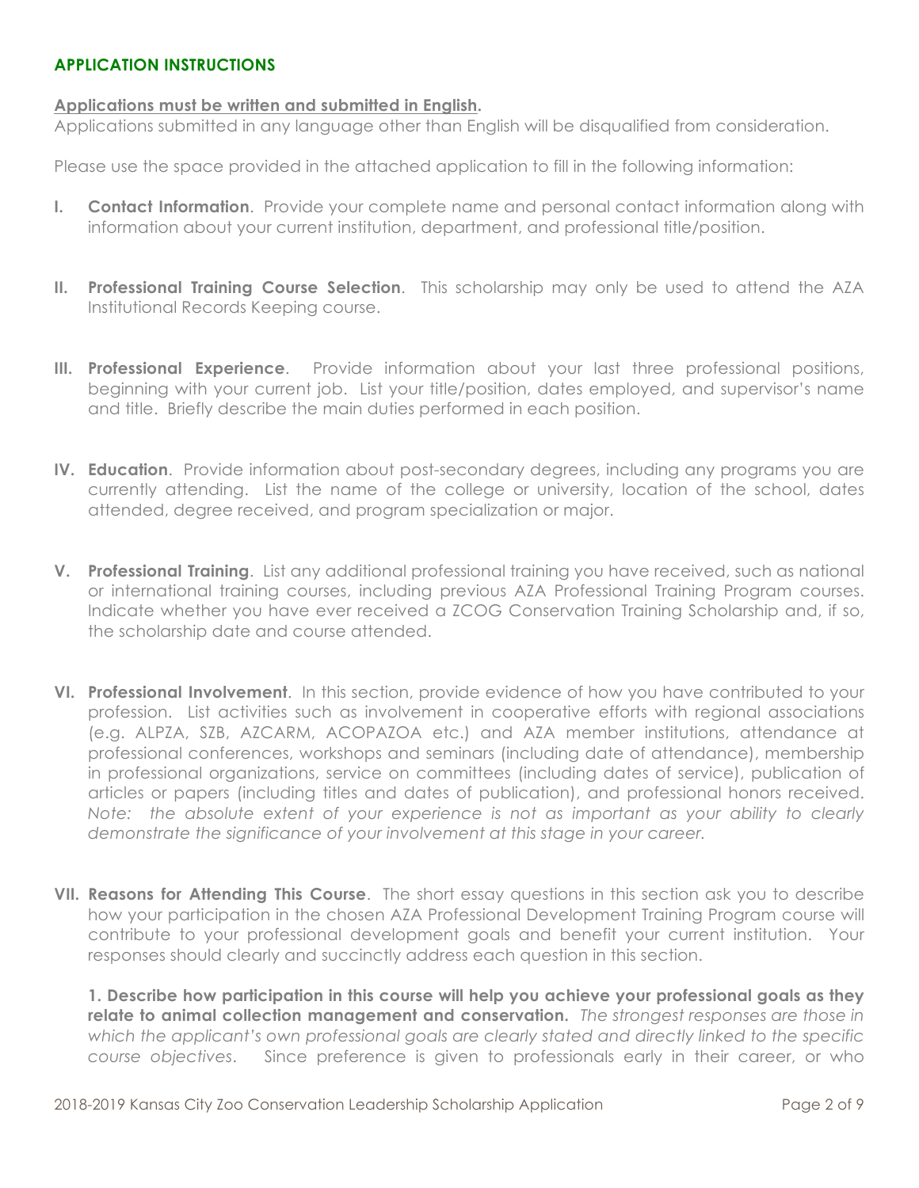## APPLICATION INSTRUCTIONS

**Applications must be written and submitted in English.**
Applications submitted in any language other than English will be disqualified from consideration.

Please use the space provided in the attached application to fill in the following information:

**I. Contact Information**. Provide your complete name and personal contact information along with information about your current institution, department, and professional title/position.

**II. Professional Training Course Selection**. This scholarship may only be used to attend the AZA Institutional Records Keeping course.

**III. Professional Experience**. Provide information about your last three professional positions, beginning with your current job. List your title/position, dates employed, and supervisor's name and title. Briefly describe the main duties performed in each position.

**IV. Education**. Provide information about post-secondary degrees, including any programs you are currently attending. List the name of the college or university, location of the school, dates attended, degree received, and program specialization or major.

**V. Professional Training**. List any additional professional training you have received, such as national or international training courses, including previous AZA Professional Training Program courses. Indicate whether you have ever received a ZCOG Conservation Training Scholarship and, if so, the scholarship date and course attended.

**VI. Professional Involvement**. In this section, provide evidence of how you have contributed to your profession. List activities such as involvement in cooperative efforts with regional associations (e.g. ALPZA, SZB, AZCARM, ACOPAZOA etc.) and AZA member institutions, attendance at professional conferences, workshops and seminars (including date of attendance), membership in professional organizations, service on committees (including dates of service), publication of articles or papers (including titles and dates of publication), and professional honors received. *Note: the absolute extent of your experience is not as important as your ability to clearly demonstrate the significance of your involvement at this stage in your career.*

**VII. Reasons for Attending This Course**. The short essay questions in this section ask you to describe how your participation in the chosen AZA Professional Development Training Program course will contribute to your professional development goals and benefit your current institution. Your responses should clearly and succinctly address each question in this section.

**1. Describe how participation in this course will help you achieve your professional goals as they relate to animal collection management and conservation.** *The strongest responses are those in which the applicant's own professional goals are clearly stated and directly linked to the specific course objectives.* Since preference is given to professionals early in their career, or who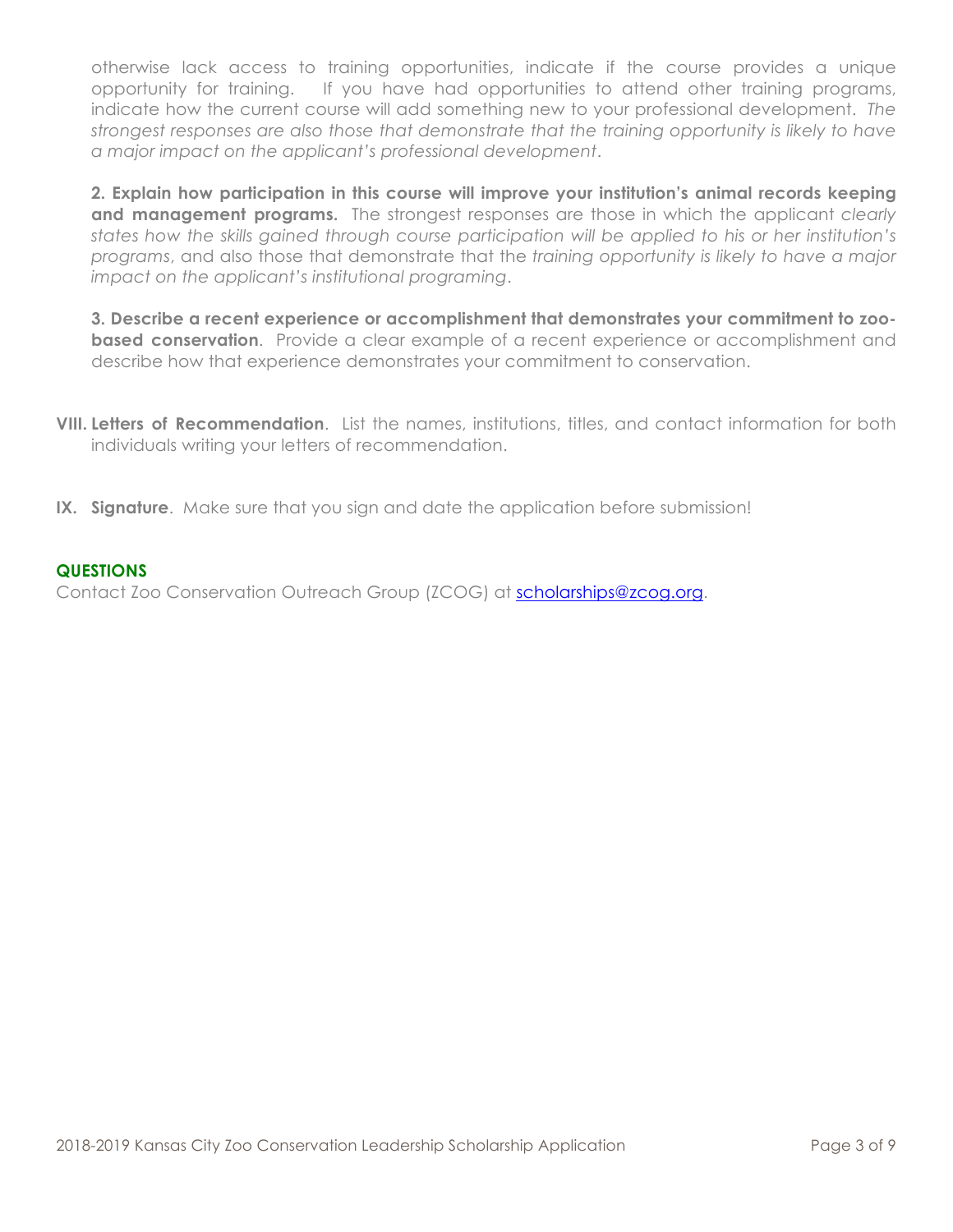otherwise lack access to training opportunities, indicate if the course provides a unique opportunity for training. If you have had opportunities to attend other training programs, indicate how the current course will add something new to your professional development. *The strongest responses are also those that demonstrate that the training opportunity is likely to have a major impact on the applicant's professional development*.

**2. Explain how participation in this course will improve your institution's animal records keeping and management programs.** The strongest responses are those in which the applicant *clearly states how the skills gained through course participation will be applied to his or her institution's programs*, and also those that demonstrate that the *training opportunity is likely to have a major impact on the applicant's institutional programing*.

**3. Describe a recent experience or accomplishment that demonstrates your commitment to zoo-based conservation**. Provide a clear example of a recent experience or accomplishment and describe how that experience demonstrates your commitment to conservation.

**VIII. Letters of Recommendation**. List the names, institutions, titles, and contact information for both individuals writing your letters of recommendation.

**IX. Signature**. Make sure that you sign and date the application before submission!

**QUESTIONS**

Contact Zoo Conservation Outreach Group (ZCOG) at scholarships@zcog.org.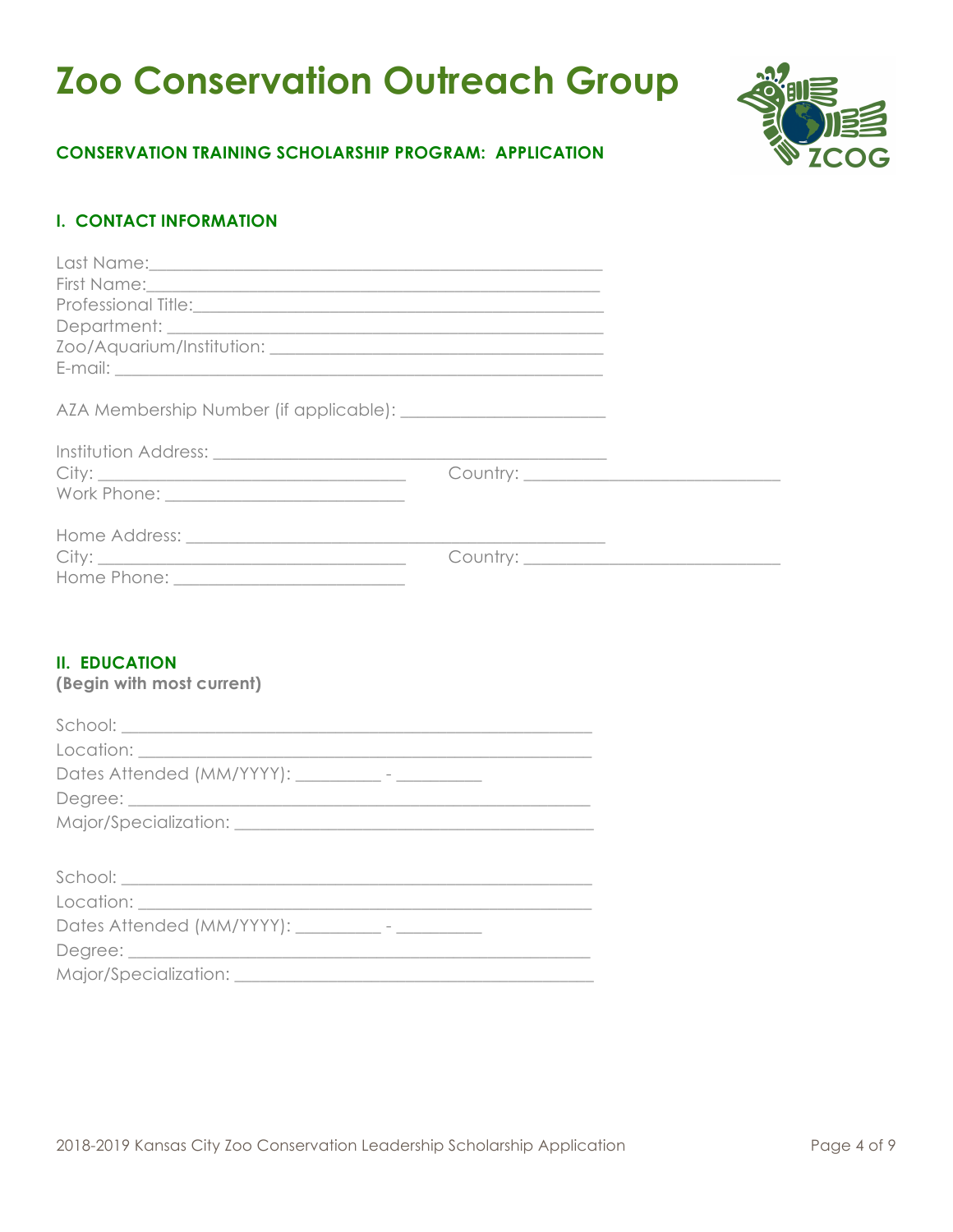# Zoo Conservation Outreach Group

**CONSERVATION TRAINING SCHOLARSHIP PROGRAM: APPLICATION**

## I. CONTACT INFORMATION

Last Name:\_\_\_\_\_\_\_\_\_\_\_\_\_\_\_\_\_\_\_\_\_\_\_\_\_\_\_\_\_\_\_\_\_\_\_\_\_\_\_\_\_\_\_\_\_\_\_\_

First Name:\_\_\_\_\_\_\_\_\_\_\_\_\_\_\_\_\_\_\_\_\_\_\_\_\_\_\_\_\_\_\_\_\_\_\_\_\_\_\_\_\_\_\_\_\_\_\_\_

Professional Title:\_\_\_\_\_\_\_\_\_\_\_\_\_\_\_\_\_\_\_\_\_\_\_\_\_\_\_\_\_\_\_\_\_\_\_\_\_\_\_\_\_\_\_\_

Department: \_\_\_\_\_\_\_\_\_\_\_\_\_\_\_\_\_\_\_\_\_\_\_\_\_\_\_\_\_\_\_\_\_\_\_\_\_\_\_\_\_\_\_\_\_\_

Zoo/Aquarium/Institution: \_\_\_\_\_\_\_\_\_\_\_\_\_\_\_\_\_\_\_\_\_\_\_\_\_\_\_\_\_\_\_\_\_\_\_\_\_\_

E-mail: \_\_\_\_\_\_\_\_\_\_\_\_\_\_\_\_\_\_\_\_\_\_\_\_\_\_\_\_\_\_\_\_\_\_\_\_\_\_\_\_\_\_\_\_\_\_\_\_\_\_\_\_

AZA Membership Number (if applicable): \_\_\_\_\_\_\_\_\_\_\_\_\_\_\_\_\_\_\_\_\_\_

Institution Address: \_\_\_\_\_\_\_\_\_\_\_\_\_\_\_\_\_\_\_\_\_\_\_\_\_\_\_\_\_\_\_\_\_\_\_\_\_\_\_\_\_\_

City: \_\_\_\_\_\_\_\_\_\_\_\_\_\_\_\_\_\_\_\_\_\_\_\_\_\_\_\_\_\_\_\_\_\_ Country: \_\_\_\_\_\_\_\_\_\_\_\_\_\_\_\_\_\_\_\_\_\_\_\_\_\_\_\_\_\_

Work Phone: \_\_\_\_\_\_\_\_\_\_\_\_\_\_\_\_\_\_\_\_\_\_\_\_\_\_

Home Address: \_\_\_\_\_\_\_\_\_\_\_\_\_\_\_\_\_\_\_\_\_\_\_\_\_\_\_\_\_\_\_\_\_\_\_\_\_\_\_\_\_\_\_\_\_

City: \_\_\_\_\_\_\_\_\_\_\_\_\_\_\_\_\_\_\_\_\_\_\_\_\_\_\_\_\_\_\_\_\_\_ Country: \_\_\_\_\_\_\_\_\_\_\_\_\_\_\_\_\_\_\_\_\_\_\_\_\_\_\_\_\_\_

Home Phone: \_\_\_\_\_\_\_\_\_\_\_\_\_\_\_\_\_\_\_\_\_\_\_\_\_

## II. EDUCATION

**(Begin with most current)**

School: \_\_\_\_\_\_\_\_\_\_\_\_\_\_\_\_\_\_\_\_\_\_\_\_\_\_\_\_\_\_\_\_\_\_\_\_\_\_\_\_\_\_\_\_\_\_\_\_\_\_\_\_

Location: \_\_\_\_\_\_\_\_\_\_\_\_\_\_\_\_\_\_\_\_\_\_\_\_\_\_\_\_\_\_\_\_\_\_\_\_\_\_\_\_\_\_\_\_\_\_\_\_\_\_

Dates Attended (MM/YYYY): \_\_\_\_\_\_\_\_\_\_ - \_\_\_\_\_\_\_\_\_\_

Degree: \_\_\_\_\_\_\_\_\_\_\_\_\_\_\_\_\_\_\_\_\_\_\_\_\_\_\_\_\_\_\_\_\_\_\_\_\_\_\_\_\_\_\_\_\_\_\_\_\_\_\_\_

Major/Specialization: \_\_\_\_\_\_\_\_\_\_\_\_\_\_\_\_\_\_\_\_\_\_\_\_\_\_\_\_\_\_\_\_\_\_\_\_\_\_\_\_\_\_

School: \_\_\_\_\_\_\_\_\_\_\_\_\_\_\_\_\_\_\_\_\_\_\_\_\_\_\_\_\_\_\_\_\_\_\_\_\_\_\_\_\_\_\_\_\_\_\_\_\_\_\_\_

Location: \_\_\_\_\_\_\_\_\_\_\_\_\_\_\_\_\_\_\_\_\_\_\_\_\_\_\_\_\_\_\_\_\_\_\_\_\_\_\_\_\_\_\_\_\_\_\_\_\_\_

Dates Attended (MM/YYYY): \_\_\_\_\_\_\_\_\_\_ - \_\_\_\_\_\_\_\_\_\_

Degree: \_\_\_\_\_\_\_\_\_\_\_\_\_\_\_\_\_\_\_\_\_\_\_\_\_\_\_\_\_\_\_\_\_\_\_\_\_\_\_\_\_\_\_\_\_\_\_\_\_\_\_\_

Major/Specialization: \_\_\_\_\_\_\_\_\_\_\_\_\_\_\_\_\_\_\_\_\_\_\_\_\_\_\_\_\_\_\_\_\_\_\_\_\_\_\_\_\_\_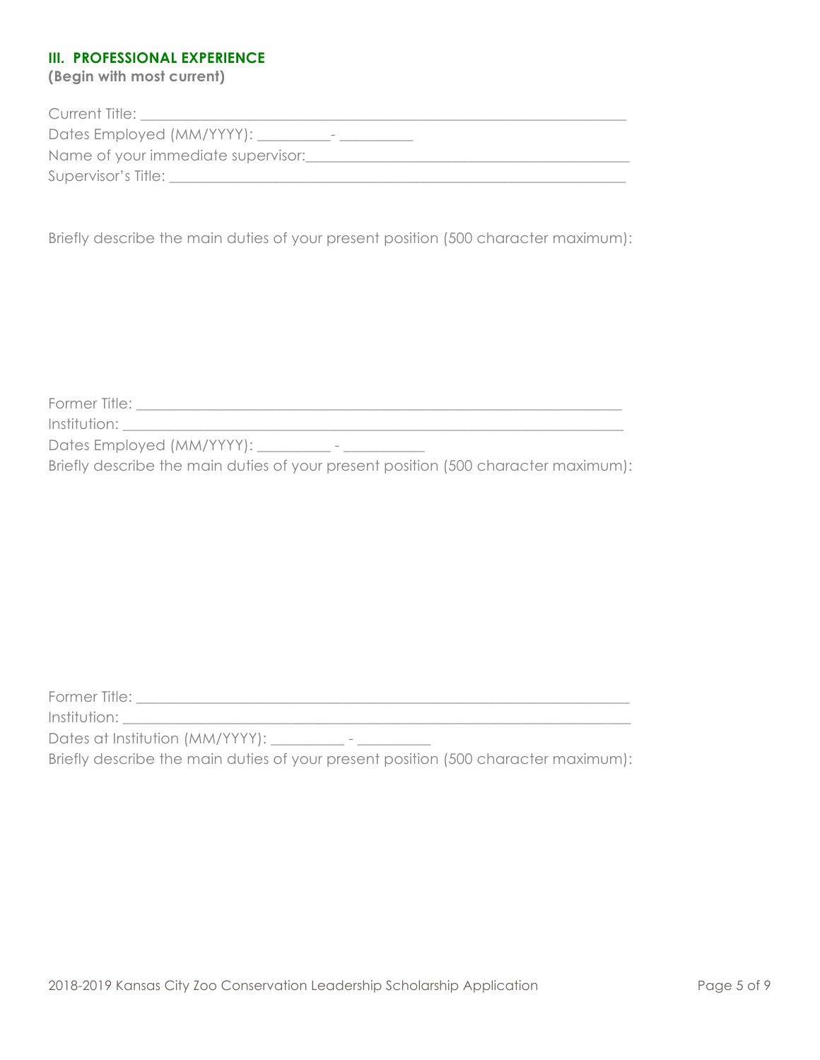### III. PROFESSIONAL EXPERIENCE

**(Begin with most current)**

Current Title: ___________________________________________________________

Dates Employed (MM/YYYY): __________- __________

Name of your immediate supervisor:_________________________________________

Supervisor's Title: _________________________________________________________

Briefly describe the main duties of your present position (500 character maximum):

Former Title: ____________________________________________________________

Institution: ______________________________________________________________

Dates Employed (MM/YYYY): __________ - ___________

Briefly describe the main duties of your present position (500 character maximum):

Former Title: ____________________________________________________________

Institution: ______________________________________________________________

Dates at Institution (MM/YYYY): __________ - __________

Briefly describe the main duties of your present position (500 character maximum):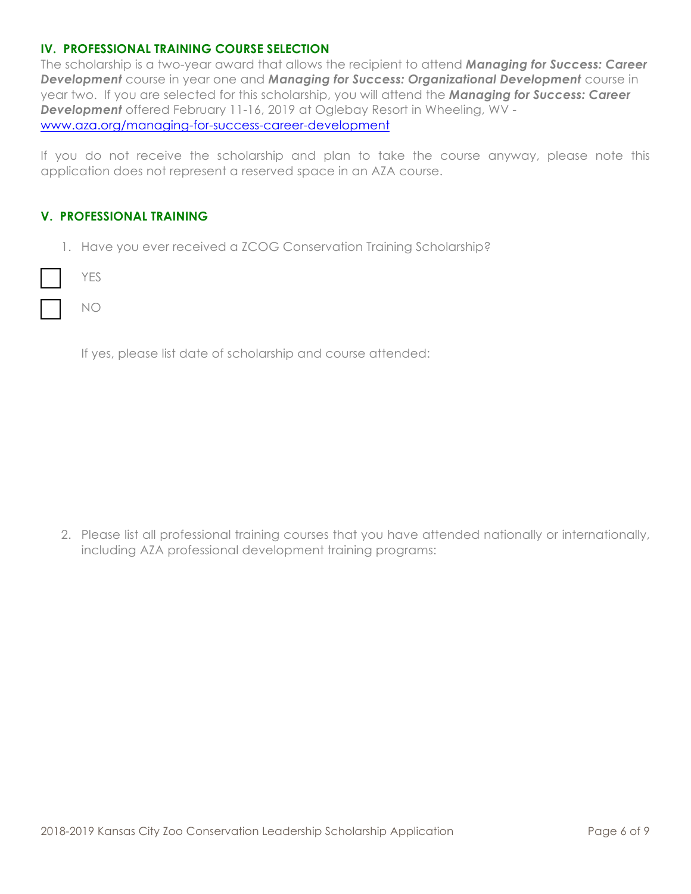## IV. PROFESSIONAL TRAINING COURSE SELECTION

The scholarship is a two-year award that allows the recipient to attend ***Managing for Success: Career Development*** course in year one and ***Managing for Success: Organizational Development*** course in year two. If you are selected for this scholarship, you will attend the ***Managing for Success: Career Development*** offered February 11-16, 2019 at Oglebay Resort in Wheeling, WV - [www.aza.org/managing-for-success-career-development](www.aza.org/managing-for-success-career-development)

If you do not receive the scholarship and plan to take the course anyway, please note this application does not represent a reserved space in an AZA course.

## V. PROFESSIONAL TRAINING

1. Have you ever received a ZCOG Conservation Training Scholarship?

- [ ] YES
- [ ] NO

   If yes, please list date of scholarship and course attended:

2. Please list all professional training courses that you have attended nationally or internationally, including AZA professional development training programs: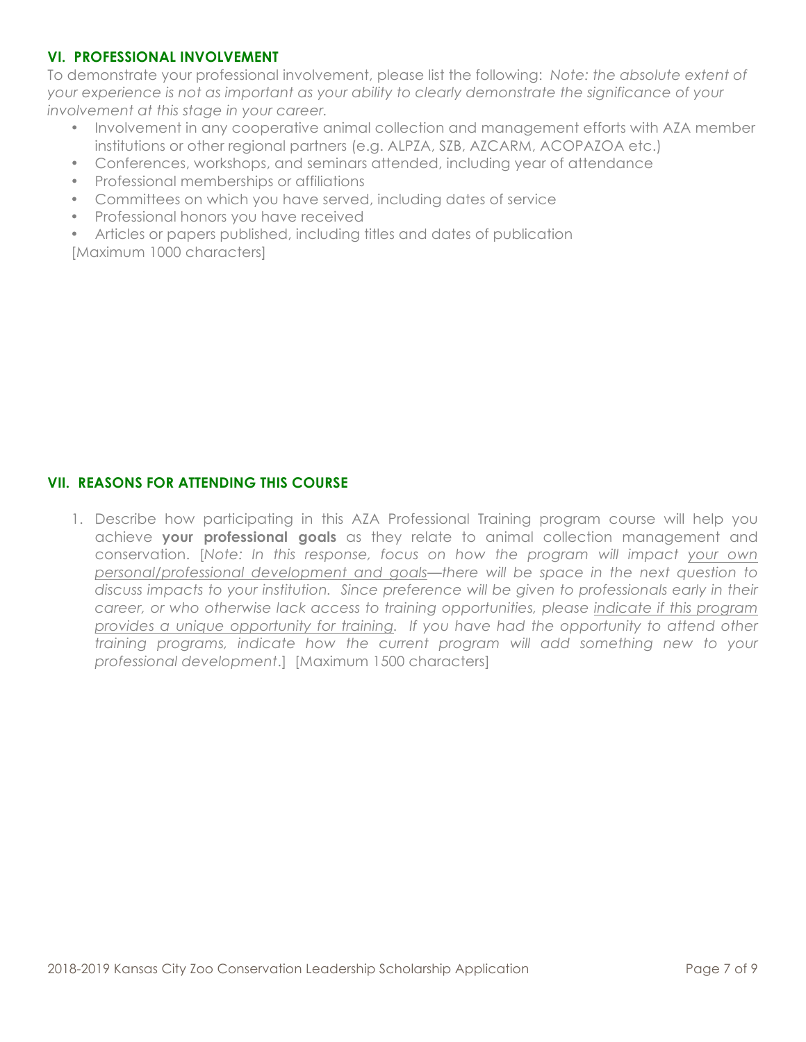## VI. PROFESSIONAL INVOLVEMENT

To demonstrate your professional involvement, please list the following: *Note: the absolute extent of your experience is not as important as your ability to clearly demonstrate the significance of your involvement at this stage in your career.*

- Involvement in any cooperative animal collection and management efforts with AZA member institutions or other regional partners (e.g. ALPZA, SZB, AZCARM, ACOPAZOA etc.)
- Conferences, workshops, and seminars attended, including year of attendance
- Professional memberships or affiliations
- Committees on which you have served, including dates of service
- Professional honors you have received
- Articles or papers published, including titles and dates of publication

[Maximum 1000 characters]

## VII. REASONS FOR ATTENDING THIS COURSE

1. Describe how participating in this AZA Professional Training program course will help you achieve **your professional goals** as they relate to animal collection management and conservation. [*Note: In this response, focus on how the program will impact <u>your own personal/professional development and goals</u>—there will be space in the next question to discuss impacts to your institution. Since preference will be given to professionals early in their career, or who otherwise lack access to training opportunities, please <u>indicate if this program provides a unique opportunity for training</u>. If you have had the opportunity to attend other training programs, indicate how the current program will add something new to your professional development*.] [Maximum 1500 characters]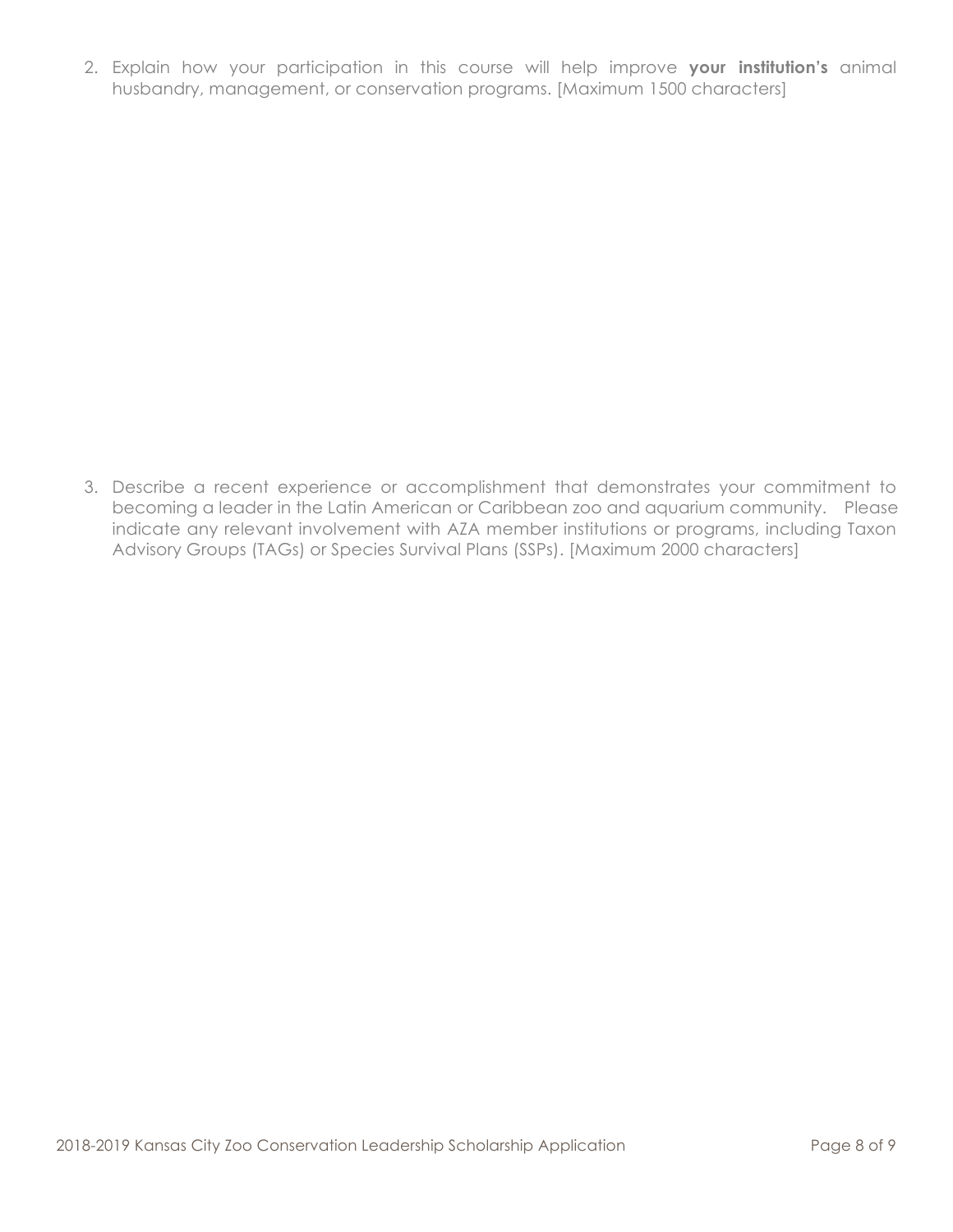2. Explain how your participation in this course will help improve **your institution's** animal husbandry, management, or conservation programs. [Maximum 1500 characters]

3. Describe a recent experience or accomplishment that demonstrates your commitment to becoming a leader in the Latin American or Caribbean zoo and aquarium community. Please indicate any relevant involvement with AZA member institutions or programs, including Taxon Advisory Groups (TAGs) or Species Survival Plans (SSPs). [Maximum 2000 characters]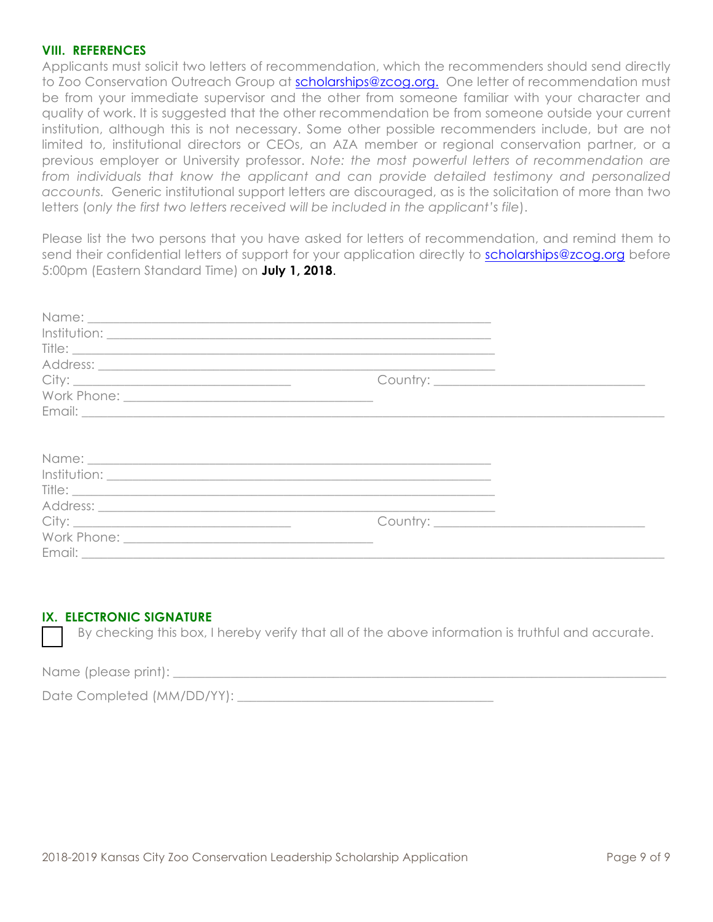## VIII. REFERENCES

Applicants must solicit two letters of recommendation, which the recommenders should send directly to Zoo Conservation Outreach Group at scholarships@zcog.org. One letter of recommendation must be from your immediate supervisor and the other from someone familiar with your character and quality of work. It is suggested that the other recommendation be from someone outside your current institution, although this is not necessary. Some other possible recommenders include, but are not limited to, institutional directors or CEOs, an AZA member or regional conservation partner, or a previous employer or University professor. *Note: the most powerful letters of recommendation are from individuals that know the applicant and can provide detailed testimony and personalized accounts.* Generic institutional support letters are discouraged, as is the solicitation of more than two letters (*only the first two letters received will be included in the applicant's file*).

Please list the two persons that you have asked for letters of recommendation, and remind them to send their confidential letters of support for your application directly to scholarships@zcog.org before 5:00pm (Eastern Standard Time) on **July 1, 2018**.

Name: ____________________________________________
Institution: ____________________________________________
Title: ____________________________________________
Address: ____________________________________________
City: ______________________ Country: ______________________
Work Phone: __________________________
Email: ____________________________________________

Name: ____________________________________________
Institution: ____________________________________________
Title: ____________________________________________
Address: ____________________________________________
City: ______________________ Country: ______________________
Work Phone: __________________________
Email: ____________________________________________

## IX. ELECTRONIC SIGNATURE

☐ By checking this box, I hereby verify that all of the above information is truthful and accurate.

Name (please print): ____________________________________________

Date Completed (MM/DD/YY): __________________________